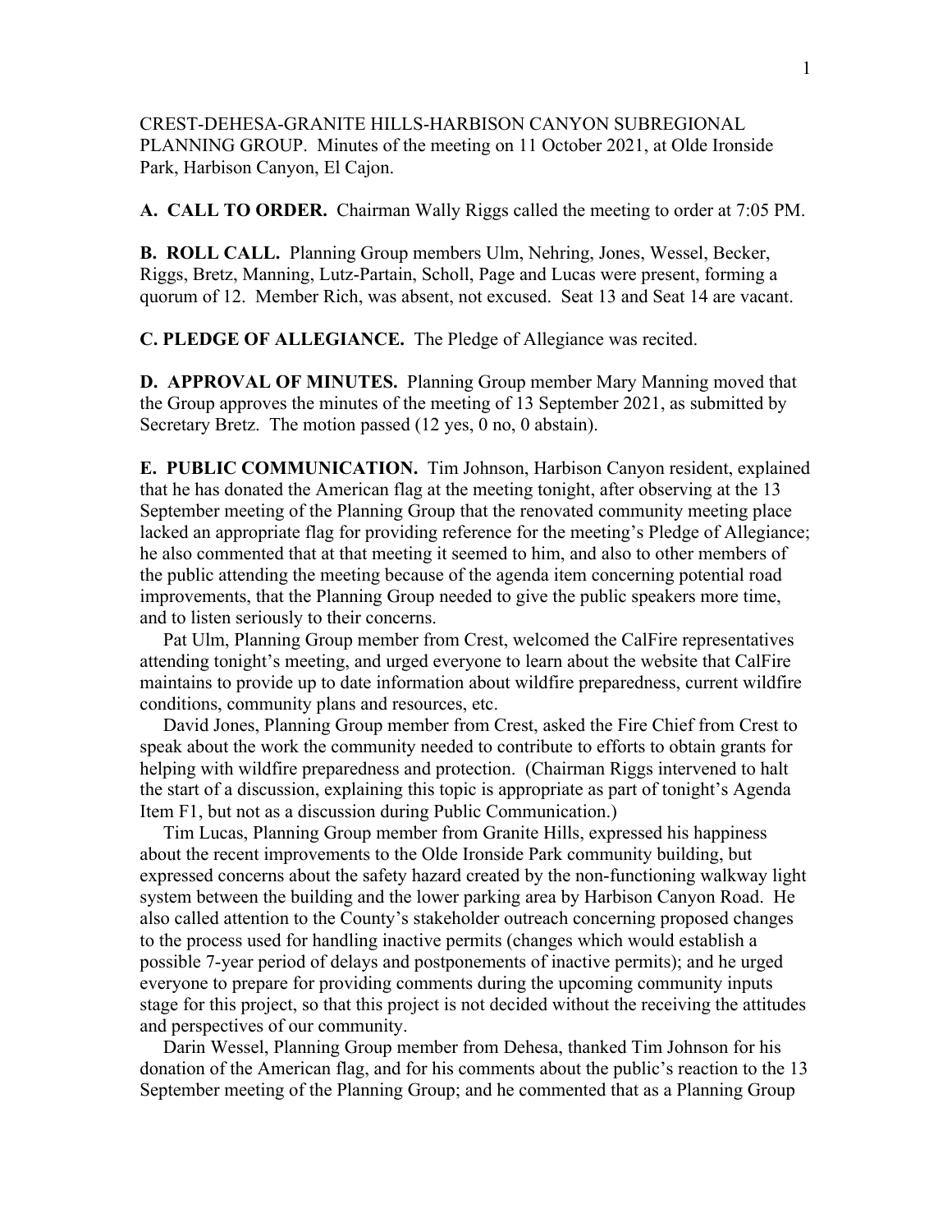CREST-DEHESA-GRANITE HILLS-HARBISON CANYON SUBREGIONAL PLANNING GROUP. Minutes of the meeting on 11 October 2021, at Olde Ironside Park, Harbison Canyon, El Cajon.

**A. CALL TO ORDER.** Chairman Wally Riggs called the meeting to order at 7:05 PM.

**B. ROLL CALL.** Planning Group members Ulm, Nehring, Jones, Wessel, Becker, Riggs, Bretz, Manning, Lutz-Partain, Scholl, Page and Lucas were present, forming a quorum of 12. Member Rich, was absent, not excused. Seat 13 and Seat 14 are vacant.

**C. PLEDGE OF ALLEGIANCE.** The Pledge of Allegiance was recited.

**D. APPROVAL OF MINUTES.** Planning Group member Mary Manning moved that the Group approves the minutes of the meeting of 13 September 2021, as submitted by Secretary Bretz. The motion passed (12 yes, 0 no, 0 abstain).

**E. PUBLIC COMMUNICATION.** Tim Johnson, Harbison Canyon resident, explained that he has donated the American flag at the meeting tonight, after observing at the 13 September meeting of the Planning Group that the renovated community meeting place lacked an appropriate flag for providing reference for the meeting's Pledge of Allegiance; he also commented that at that meeting it seemed to him, and also to other members of the public attending the meeting because of the agenda item concerning potential road improvements, that the Planning Group needed to give the public speakers more time, and to listen seriously to their concerns.

Pat Ulm, Planning Group member from Crest, welcomed the CalFire representatives attending tonight's meeting, and urged everyone to learn about the website that CalFire maintains to provide up to date information about wildfire preparedness, current wildfire conditions, community plans and resources, etc.

David Jones, Planning Group member from Crest, asked the Fire Chief from Crest to speak about the work the community needed to contribute to efforts to obtain grants for helping with wildfire preparedness and protection. (Chairman Riggs intervened to halt the start of a discussion, explaining this topic is appropriate as part of tonight's Agenda Item F1, but not as a discussion during Public Communication.)

Tim Lucas, Planning Group member from Granite Hills, expressed his happiness about the recent improvements to the Olde Ironside Park community building, but expressed concerns about the safety hazard created by the non-functioning walkway light system between the building and the lower parking area by Harbison Canyon Road. He also called attention to the County's stakeholder outreach concerning proposed changes to the process used for handling inactive permits (changes which would establish a possible 7-year period of delays and postponements of inactive permits); and he urged everyone to prepare for providing comments during the upcoming community inputs stage for this project, so that this project is not decided without the receiving the attitudes and perspectives of our community.

Darin Wessel, Planning Group member from Dehesa, thanked Tim Johnson for his donation of the American flag, and for his comments about the public's reaction to the 13 September meeting of the Planning Group; and he commented that as a Planning Group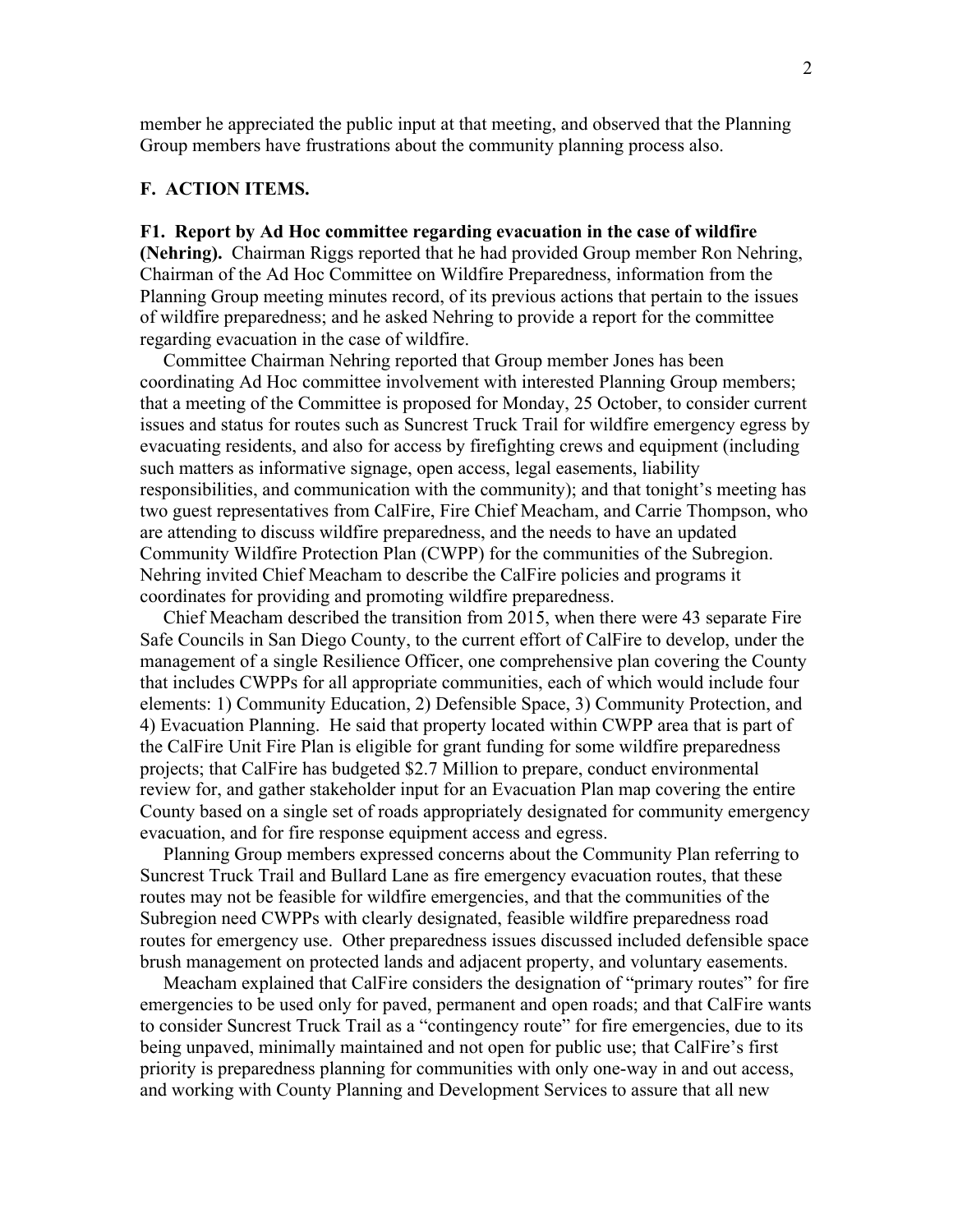member he appreciated the public input at that meeting, and observed that the Planning Group members have frustrations about the community planning process also.

## F. ACTION ITEMS.

**F1. Report by Ad Hoc committee regarding evacuation in the case of wildfire (Nehring).** Chairman Riggs reported that he had provided Group member Ron Nehring, Chairman of the Ad Hoc Committee on Wildfire Preparedness, information from the Planning Group meeting minutes record, of its previous actions that pertain to the issues of wildfire preparedness; and he asked Nehring to provide a report for the committee regarding evacuation in the case of wildfire.

Committee Chairman Nehring reported that Group member Jones has been coordinating Ad Hoc committee involvement with interested Planning Group members; that a meeting of the Committee is proposed for Monday, 25 October, to consider current issues and status for routes such as Suncrest Truck Trail for wildfire emergency egress by evacuating residents, and also for access by firefighting crews and equipment (including such matters as informative signage, open access, legal easements, liability responsibilities, and communication with the community); and that tonight's meeting has two guest representatives from CalFire, Fire Chief Meacham, and Carrie Thompson, who are attending to discuss wildfire preparedness, and the needs to have an updated Community Wildfire Protection Plan (CWPP) for the communities of the Subregion. Nehring invited Chief Meacham to describe the CalFire policies and programs it coordinates for providing and promoting wildfire preparedness.

Chief Meacham described the transition from 2015, when there were 43 separate Fire Safe Councils in San Diego County, to the current effort of CalFire to develop, under the management of a single Resilience Officer, one comprehensive plan covering the County that includes CWPPs for all appropriate communities, each of which would include four elements: 1) Community Education, 2) Defensible Space, 3) Community Protection, and 4) Evacuation Planning. He said that property located within CWPP area that is part of the CalFire Unit Fire Plan is eligible for grant funding for some wildfire preparedness projects; that CalFire has budgeted $2.7 Million to prepare, conduct environmental review for, and gather stakeholder input for an Evacuation Plan map covering the entire County based on a single set of roads appropriately designated for community emergency evacuation, and for fire response equipment access and egress.

Planning Group members expressed concerns about the Community Plan referring to Suncrest Truck Trail and Bullard Lane as fire emergency evacuation routes, that these routes may not be feasible for wildfire emergencies, and that the communities of the Subregion need CWPPs with clearly designated, feasible wildfire preparedness road routes for emergency use. Other preparedness issues discussed included defensible space brush management on protected lands and adjacent property, and voluntary easements.

Meacham explained that CalFire considers the designation of "primary routes" for fire emergencies to be used only for paved, permanent and open roads; and that CalFire wants to consider Suncrest Truck Trail as a "contingency route" for fire emergencies, due to its being unpaved, minimally maintained and not open for public use; that CalFire's first priority is preparedness planning for communities with only one-way in and out access, and working with County Planning and Development Services to assure that all new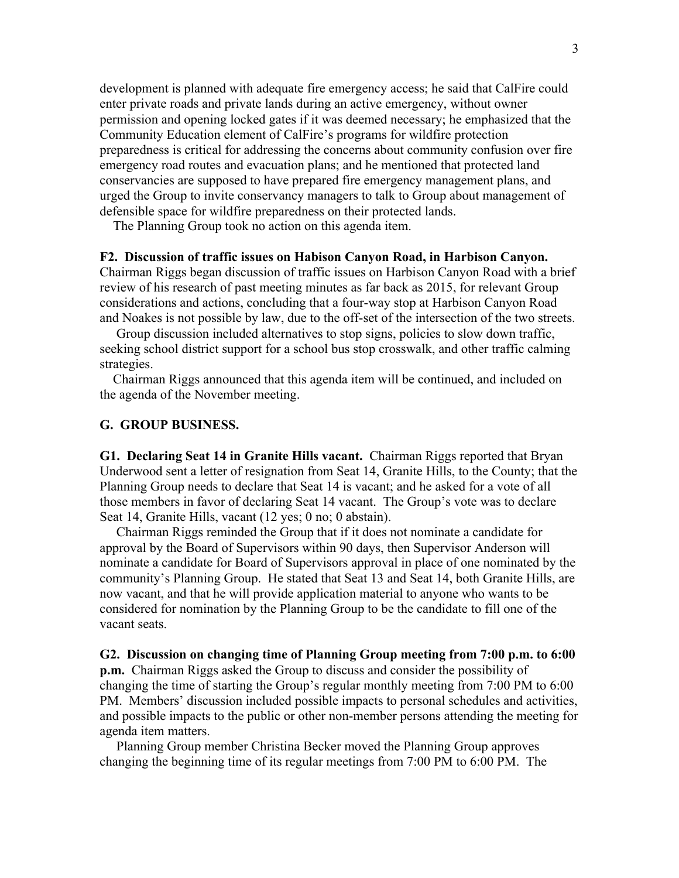development is planned with adequate fire emergency access; he said that CalFire could enter private roads and private lands during an active emergency, without owner permission and opening locked gates if it was deemed necessary; he emphasized that the Community Education element of CalFire's programs for wildfire protection preparedness is critical for addressing the concerns about community confusion over fire emergency road routes and evacuation plans; and he mentioned that protected land conservancies are supposed to have prepared fire emergency management plans, and urged the Group to invite conservancy managers to talk to Group about management of defensible space for wildfire preparedness on their protected lands.

The Planning Group took no action on this agenda item.

**F2. Discussion of traffic issues on Habison Canyon Road, in Harbison Canyon.** Chairman Riggs began discussion of traffic issues on Harbison Canyon Road with a brief review of his research of past meeting minutes as far back as 2015, for relevant Group considerations and actions, concluding that a four-way stop at Harbison Canyon Road and Noakes is not possible by law, due to the off-set of the intersection of the two streets.

Group discussion included alternatives to stop signs, policies to slow down traffic, seeking school district support for a school bus stop crosswalk, and other traffic calming strategies.

Chairman Riggs announced that this agenda item will be continued, and included on the agenda of the November meeting.

**G. GROUP BUSINESS.**

**G1. Declaring Seat 14 in Granite Hills vacant.** Chairman Riggs reported that Bryan Underwood sent a letter of resignation from Seat 14, Granite Hills, to the County; that the Planning Group needs to declare that Seat 14 is vacant; and he asked for a vote of all those members in favor of declaring Seat 14 vacant. The Group's vote was to declare Seat 14, Granite Hills, vacant (12 yes; 0 no; 0 abstain).

Chairman Riggs reminded the Group that if it does not nominate a candidate for approval by the Board of Supervisors within 90 days, then Supervisor Anderson will nominate a candidate for Board of Supervisors approval in place of one nominated by the community's Planning Group. He stated that Seat 13 and Seat 14, both Granite Hills, are now vacant, and that he will provide application material to anyone who wants to be considered for nomination by the Planning Group to be the candidate to fill one of the vacant seats.

**G2. Discussion on changing time of Planning Group meeting from 7:00 p.m. to 6:00 p.m.** Chairman Riggs asked the Group to discuss and consider the possibility of changing the time of starting the Group's regular monthly meeting from 7:00 PM to 6:00 PM. Members' discussion included possible impacts to personal schedules and activities, and possible impacts to the public or other non-member persons attending the meeting for agenda item matters.

Planning Group member Christina Becker moved the Planning Group approves changing the beginning time of its regular meetings from 7:00 PM to 6:00 PM. The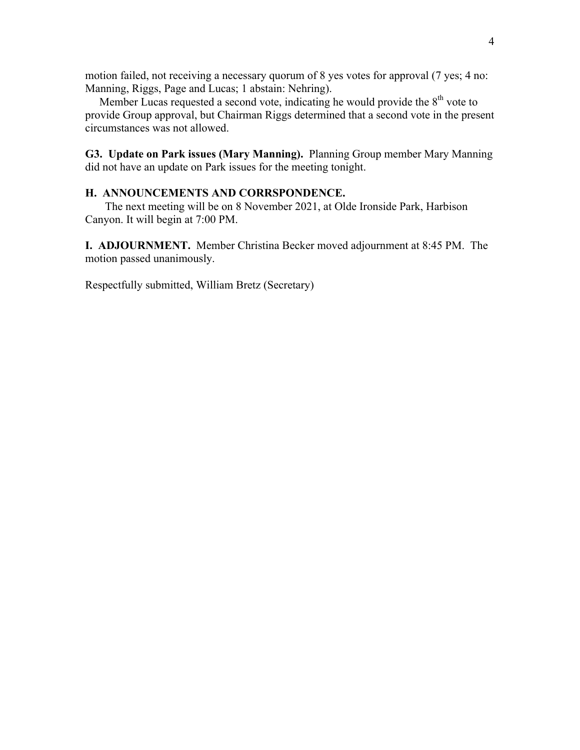motion failed, not receiving a necessary quorum of 8 yes votes for approval (7 yes; 4 no: Manning, Riggs, Page and Lucas; 1 abstain: Nehring).

Member Lucas requested a second vote, indicating he would provide the 8th vote to provide Group approval, but Chairman Riggs determined that a second vote in the present circumstances was not allowed.

**G3. Update on Park issues (Mary Manning).** Planning Group member Mary Manning did not have an update on Park issues for the meeting tonight.

**H. ANNOUNCEMENTS AND CORRSPONDENCE.**

The next meeting will be on 8 November 2021, at Olde Ironside Park, Harbison Canyon. It will begin at 7:00 PM.

**I. ADJOURNMENT.** Member Christina Becker moved adjournment at 8:45 PM. The motion passed unanimously.

Respectfully submitted, William Bretz (Secretary)